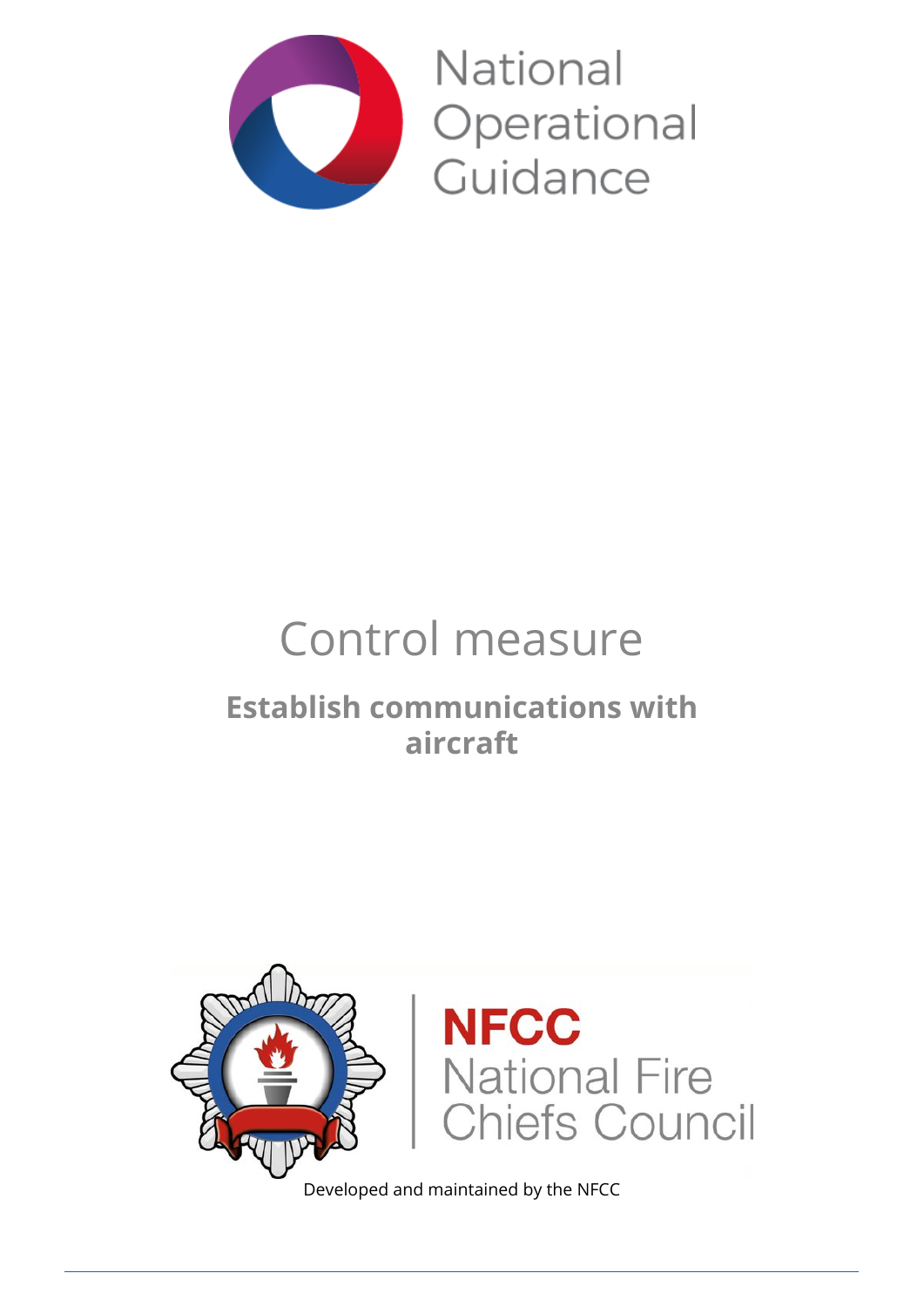National Operational Guidance

# Control measure

## Establish communications with aircraft

NFCC National Fire Chiefs Council

Developed and maintained by the NFCC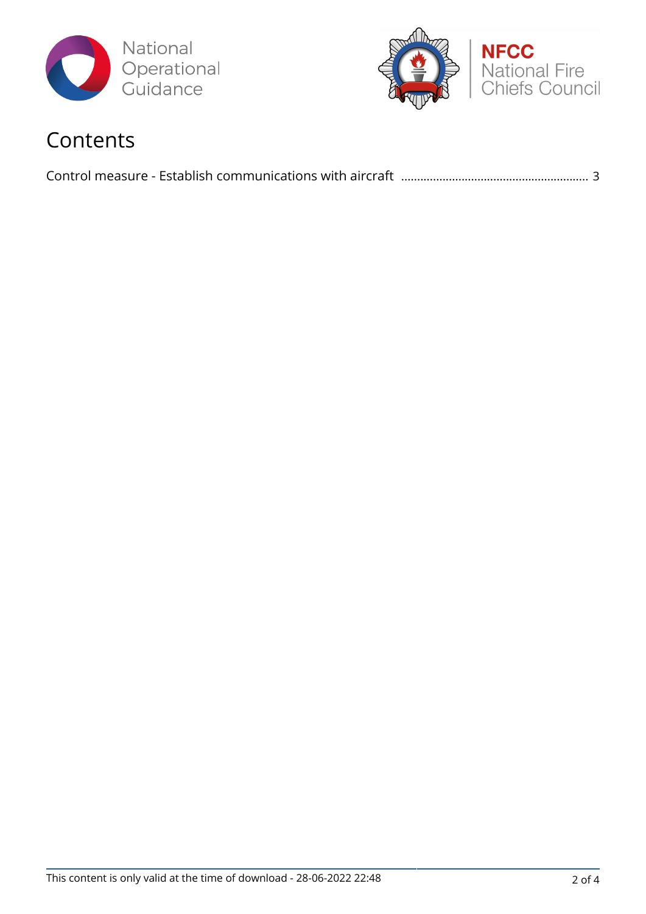# Contents

Control measure - Establish communications with aircraft ........................................................ 3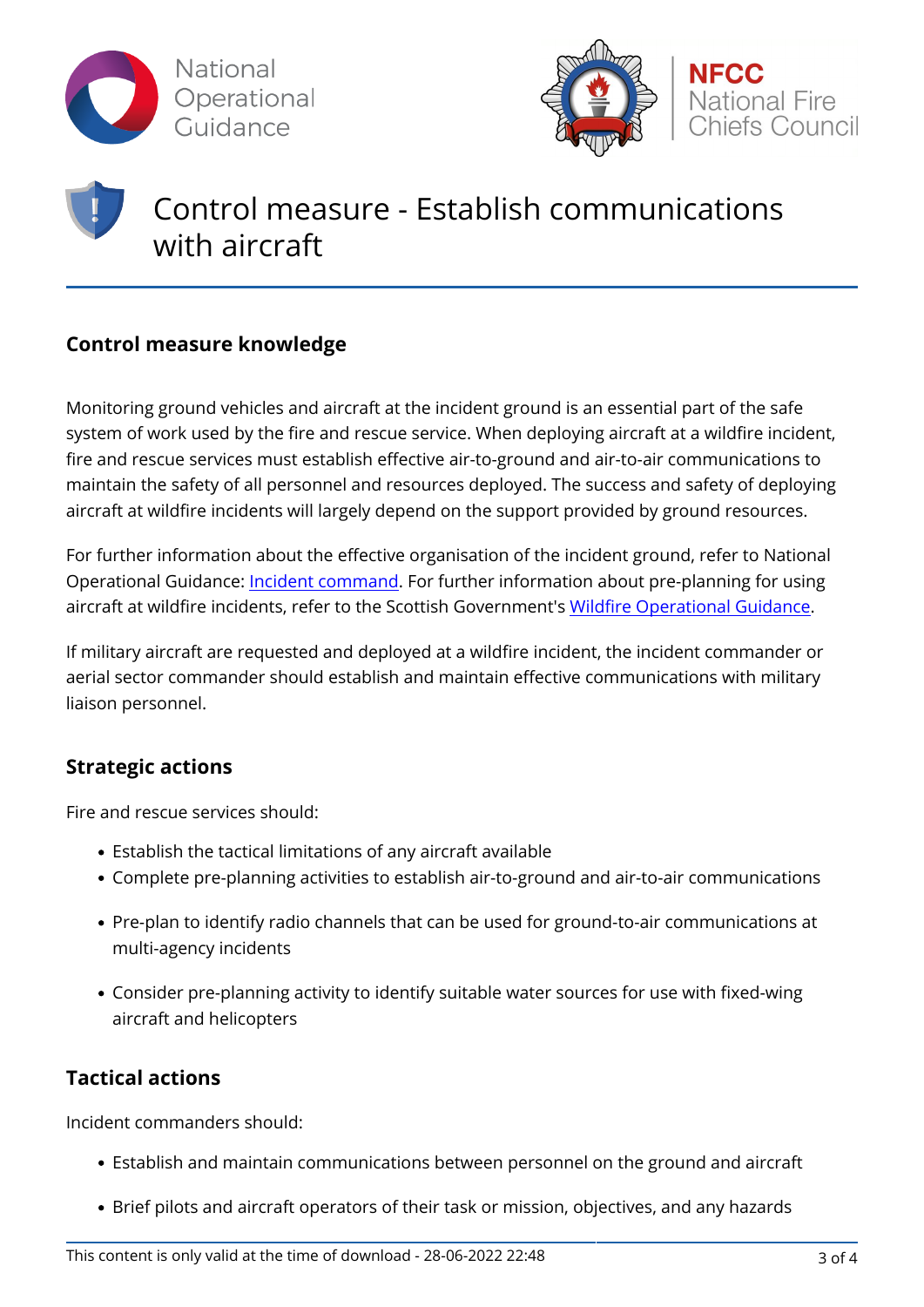# Control measure - Establish communications with aircraft

## Control measure knowledge

Monitoring ground vehicles and aircraft at the incident ground is an essential part of the safe system of work used by the fire and rescue service. When deploying aircraft at a wildfire incident, fire and rescue services must establish effective air-to-ground and air-to-air communications to maintain the safety of all personnel and resources deployed. The success and safety of deploying aircraft at wildfire incidents will largely depend on the support provided by ground resources.

For further information about the effective organisation of the incident ground, refer to National Operational Guidance: Incident command. For further information about pre-planning for using aircraft at wildfire incidents, refer to the Scottish Government's Wildfire Operational Guidance.

If military aircraft are requested and deployed at a wildfire incident, the incident commander or aerial sector commander should establish and maintain effective communications with military liaison personnel.

## Strategic actions

Fire and rescue services should:

- Establish the tactical limitations of any aircraft available
- Complete pre-planning activities to establish air-to-ground and air-to-air communications
- Pre-plan to identify radio channels that can be used for ground-to-air communications at multi-agency incidents
- Consider pre-planning activity to identify suitable water sources for use with fixed-wing aircraft and helicopters

## Tactical actions

Incident commanders should:

- Establish and maintain communications between personnel on the ground and aircraft
- Brief pilots and aircraft operators of their task or mission, objectives, and any hazards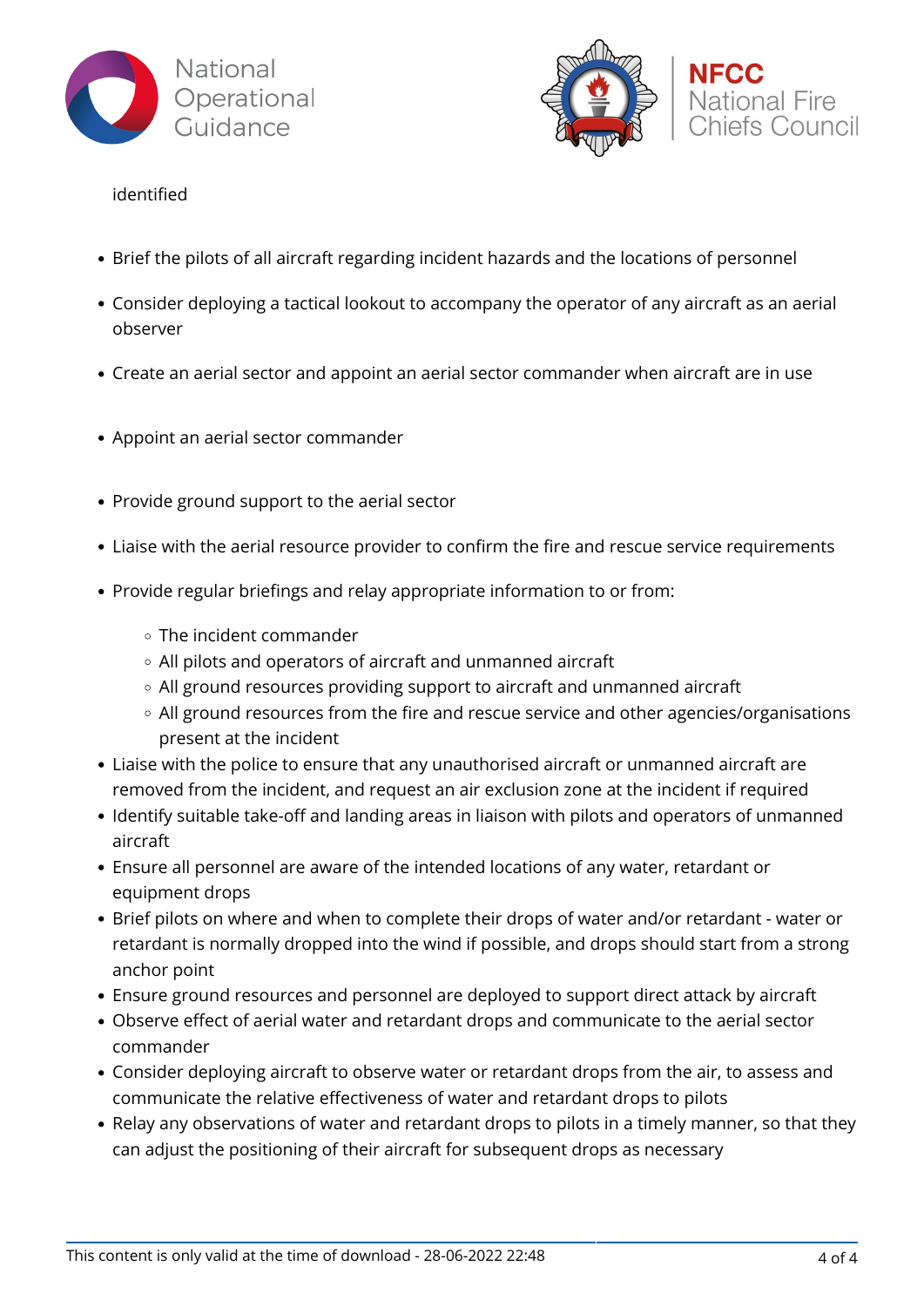identified

- Brief the pilots of all aircraft regarding incident hazards and the locations of personnel
- Consider deploying a tactical lookout to accompany the operator of any aircraft as an aerial observer
- Create an aerial sector and appoint an aerial sector commander when aircraft are in use
- Appoint an aerial sector commander
- Provide ground support to the aerial sector
- Liaise with the aerial resource provider to confirm the fire and rescue service requirements
- Provide regular briefings and relay appropriate information to or from:
    - The incident commander
    - All pilots and operators of aircraft and unmanned aircraft
    - All ground resources providing support to aircraft and unmanned aircraft
    - All ground resources from the fire and rescue service and other agencies/organisations present at the incident
- Liaise with the police to ensure that any unauthorised aircraft or unmanned aircraft are removed from the incident, and request an air exclusion zone at the incident if required
- Identify suitable take-off and landing areas in liaison with pilots and operators of unmanned aircraft
- Ensure all personnel are aware of the intended locations of any water, retardant or equipment drops
- Brief pilots on where and when to complete their drops of water and/or retardant - water or retardant is normally dropped into the wind if possible, and drops should start from a strong anchor point
- Ensure ground resources and personnel are deployed to support direct attack by aircraft
- Observe effect of aerial water and retardant drops and communicate to the aerial sector commander
- Consider deploying aircraft to observe water or retardant drops from the air, to assess and communicate the relative effectiveness of water and retardant drops to pilots
- Relay any observations of water and retardant drops to pilots in a timely manner, so that they can adjust the positioning of their aircraft for subsequent drops as necessary